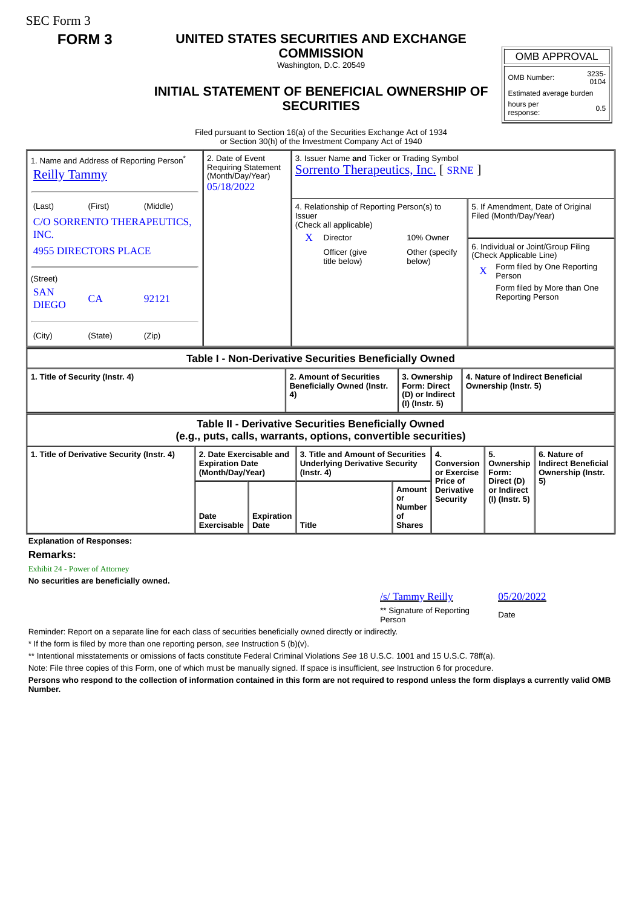SEC Form 3

**FORM 3**

# UNITED STATES SECURITIES AND EXCHANGE COMMISSION

Washington, D.C. 20549

## INITIAL STATEMENT OF BENEFICIAL OWNERSHIP OF SECURITIES

| OMB APPROVAL | |
|---|---|
| OMB Number: | 3235-0104 |
| Estimated average burden hours per response: | 0.5 |

Filed pursuant to Section 16(a) of the Securities Exchange Act of 1934
or Section 30(h) of the Investment Company Act of 1940

| 1. Name and Address of Reporting Person* | 2. Date of Event Requiring Statement (Month/Day/Year) | 3. Issuer Name **and** Ticker or Trading Symbol |
|---|---|---|
| Reilly Tammy | 05/18/2022 | Sorrento Therapeutics, Inc. [ SRNE ] |
| (Last) (First) (Middle) C/O SORRENTO THERAPEUTICS, INC. 4955 DIRECTORS PLACE | | 4. Relationship of Reporting Person(s) to Issuer (Check all applicable) X Director; 10% Owner; Officer (give title below); Other (specify below) |
| (Street) SAN DIEGO CA 92121 | | 5. If Amendment, Date of Original Filed (Month/Day/Year) |
| (City) (State) (Zip) | | 6. Individual or Joint/Group Filing (Check Applicable Line) X Form filed by One Reporting Person; Form filed by More than One Reporting Person |

### Table I - Non-Derivative Securities Beneficially Owned

| 1. Title of Security (Instr. 4) | 2. Amount of Securities Beneficially Owned (Instr. 4) | 3. Ownership Form: Direct (D) or Indirect (I) (Instr. 5) | 4. Nature of Indirect Beneficial Ownership (Instr. 5) |
|---|---|---|---|

### Table II - Derivative Securities Beneficially Owned (e.g., puts, calls, warrants, options, convertible securities)

| 1. Title of Derivative Security (Instr. 4) | 2. Date Exercisable and Expiration Date (Month/Day/Year) | | 3. Title and Amount of Securities Underlying Derivative Security (Instr. 4) | | 4. Conversion or Exercise Price of Derivative Security | 5. Ownership Form: Direct (D) or Indirect (I) (Instr. 5) | 6. Nature of Indirect Beneficial Ownership (Instr. 5) |
|---|---|---|---|---|---|---|---|
| | Date Exercisable | Expiration Date | Title | Amount or Number of Shares | | | |

**Explanation of Responses:**

**Remarks:**

Exhibit 24 - Power of Attorney

**No securities are beneficially owned.**

| /s/ Tammy Reilly | 05/20/2022 |
|---|---|
| ** Signature of Reporting Person | Date |

Reminder: Report on a separate line for each class of securities beneficially owned directly or indirectly.

* If the form is filed by more than one reporting person, *see* Instruction 5 (b)(v).

** Intentional misstatements or omissions of facts constitute Federal Criminal Violations *See* 18 U.S.C. 1001 and 15 U.S.C. 78ff(a).

Note: File three copies of this Form, one of which must be manually signed. If space is insufficient, *see* Instruction 6 for procedure.

**Persons who respond to the collection of information contained in this form are not required to respond unless the form displays a currently valid OMB Number.**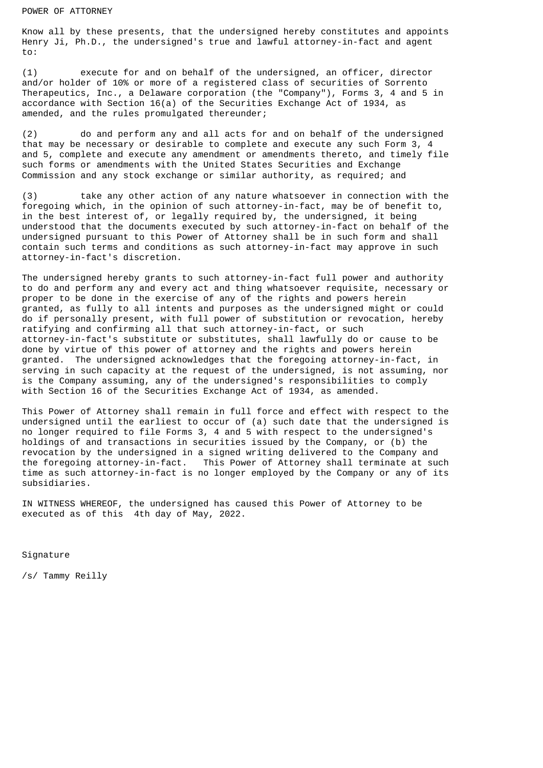# POWER OF ATTORNEY

Know all by these presents, that the undersigned hereby constitutes and appoints Henry Ji, Ph.D., the undersigned's true and lawful attorney-in-fact and agent to:

(1) execute for and on behalf of the undersigned, an officer, director and/or holder of 10% or more of a registered class of securities of Sorrento Therapeutics, Inc., a Delaware corporation (the "Company"), Forms 3, 4 and 5 in accordance with Section 16(a) of the Securities Exchange Act of 1934, as amended, and the rules promulgated thereunder;

(2) do and perform any and all acts for and on behalf of the undersigned that may be necessary or desirable to complete and execute any such Form 3, 4 and 5, complete and execute any amendment or amendments thereto, and timely file such forms or amendments with the United States Securities and Exchange Commission and any stock exchange or similar authority, as required; and

(3) take any other action of any nature whatsoever in connection with the foregoing which, in the opinion of such attorney-in-fact, may be of benefit to, in the best interest of, or legally required by, the undersigned, it being understood that the documents executed by such attorney-in-fact on behalf of the undersigned pursuant to this Power of Attorney shall be in such form and shall contain such terms and conditions as such attorney-in-fact may approve in such attorney-in-fact's discretion.

The undersigned hereby grants to such attorney-in-fact full power and authority to do and perform any and every act and thing whatsoever requisite, necessary or proper to be done in the exercise of any of the rights and powers herein granted, as fully to all intents and purposes as the undersigned might or could do if personally present, with full power of substitution or revocation, hereby ratifying and confirming all that such attorney-in-fact, or such attorney-in-fact's substitute or substitutes, shall lawfully do or cause to be done by virtue of this power of attorney and the rights and powers herein granted. The undersigned acknowledges that the foregoing attorney-in-fact, in serving in such capacity at the request of the undersigned, is not assuming, nor is the Company assuming, any of the undersigned's responsibilities to comply with Section 16 of the Securities Exchange Act of 1934, as amended.

This Power of Attorney shall remain in full force and effect with respect to the undersigned until the earliest to occur of (a) such date that the undersigned is no longer required to file Forms 3, 4 and 5 with respect to the undersigned's holdings of and transactions in securities issued by the Company, or (b) the revocation by the undersigned in a signed writing delivered to the Company and the foregoing attorney-in-fact. This Power of Attorney shall terminate at such time as such attorney-in-fact is no longer employed by the Company or any of its subsidiaries.

IN WITNESS WHEREOF, the undersigned has caused this Power of Attorney to be executed as of this 4th day of May, 2022.

Signature

/s/ Tammy Reilly